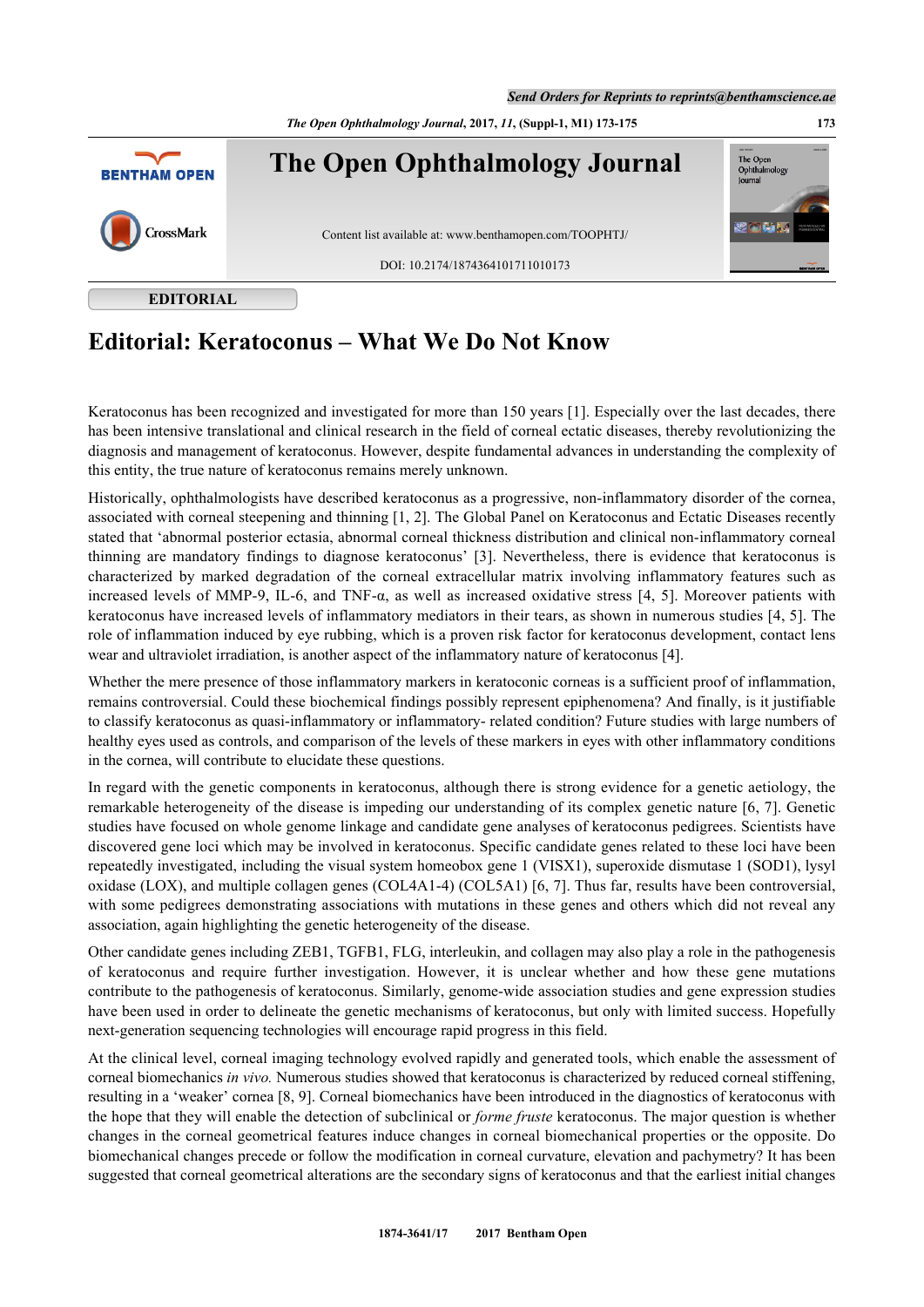EDITORIAL

# Editorial: Keratoconus – What We Do Not Know

Keratoconus has been recognized and investigated for more than 150 years [1]. Especially over the last decades, there has been intensive translational and clinical research in the field of corneal ectatic diseases, thereby revolutionizing the diagnosis and management of keratoconus. However, despite fundamental advances in understanding the complexity of this entity, the true nature of keratoconus remains merely unknown.

Historically, ophthalmologists have described keratoconus as a progressive, non-inflammatory disorder of the cornea, associated with corneal steepening and thinning [1, 2]. The Global Panel on Keratoconus and Ectatic Diseases recently stated that 'abnormal posterior ectasia, abnormal corneal thickness distribution and clinical non-inflammatory corneal thinning are mandatory findings to diagnose keratoconus' [3]. Nevertheless, there is evidence that keratoconus is characterized by marked degradation of the corneal extracellular matrix involving inflammatory features such as increased levels of MMP-9, IL-6, and TNF-α, as well as increased oxidative stress [4, 5]. Moreover patients with keratoconus have increased levels of inflammatory mediators in their tears, as shown in numerous studies [4, 5]. The role of inflammation induced by eye rubbing, which is a proven risk factor for keratoconus development, contact lens wear and ultraviolet irradiation, is another aspect of the inflammatory nature of keratoconus [4].

Whether the mere presence of those inflammatory markers in keratoconic corneas is a sufficient proof of inflammation, remains controversial. Could these biochemical findings possibly represent epiphenomena? And finally, is it justifiable to classify keratoconus as quasi-inflammatory or inflammatory- related condition? Future studies with large numbers of healthy eyes used as controls, and comparison of the levels of these markers in eyes with other inflammatory conditions in the cornea, will contribute to elucidate these questions.

In regard with the genetic components in keratoconus, although there is strong evidence for a genetic aetiology, the remarkable heterogeneity of the disease is impeding our understanding of its complex genetic nature [6, 7]. Genetic studies have focused on whole genome linkage and candidate gene analyses of keratoconus pedigrees. Scientists have discovered gene loci which may be involved in keratoconus. Specific candidate genes related to these loci have been repeatedly investigated, including the visual system homeobox gene 1 (VISX1), superoxide dismutase 1 (SOD1), lysyl oxidase (LOX), and multiple collagen genes (COL4A1-4) (COL5A1) [6, 7]. Thus far, results have been controversial, with some pedigrees demonstrating associations with mutations in these genes and others which did not reveal any association, again highlighting the genetic heterogeneity of the disease.

Other candidate genes including ZEB1, TGFB1, FLG, interleukin, and collagen may also play a role in the pathogenesis of keratoconus and require further investigation. However, it is unclear whether and how these gene mutations contribute to the pathogenesis of keratoconus. Similarly, genome-wide association studies and gene expression studies have been used in order to delineate the genetic mechanisms of keratoconus, but only with limited success. Hopefully next-generation sequencing technologies will encourage rapid progress in this field.

At the clinical level, corneal imaging technology evolved rapidly and generated tools, which enable the assessment of corneal biomechanics *in vivo.* Numerous studies showed that keratoconus is characterized by reduced corneal stiffening, resulting in a 'weaker' cornea [8, 9]. Corneal biomechanics have been introduced in the diagnostics of keratoconus with the hope that they will enable the detection of subclinical or *forme fruste* keratoconus. The major question is whether changes in the corneal geometrical features induce changes in corneal biomechanical properties or the opposite. Do biomechanical changes precede or follow the modification in corneal curvature, elevation and pachymetry? It has been suggested that corneal geometrical alterations are the secondary signs of keratoconus and that the earliest initial changes

1874-3641/17 2017 Bentham Open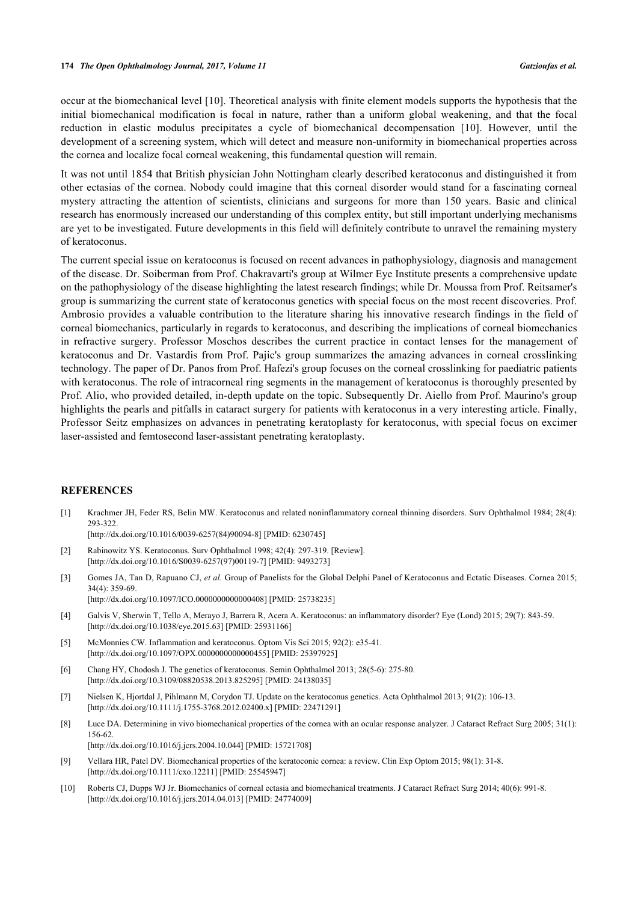occur at the biomechanical level [10]. Theoretical analysis with finite element models supports the hypothesis that the initial biomechanical modification is focal in nature, rather than a uniform global weakening, and that the focal reduction in elastic modulus precipitates a cycle of biomechanical decompensation [10]. However, until the development of a screening system, which will detect and measure non-uniformity in biomechanical properties across the cornea and localize focal corneal weakening, this fundamental question will remain.

It was not until 1854 that British physician John Nottingham clearly described keratoconus and distinguished it from other ectasias of the cornea. Nobody could imagine that this corneal disorder would stand for a fascinating corneal mystery attracting the attention of scientists, clinicians and surgeons for more than 150 years. Basic and clinical research has enormously increased our understanding of this complex entity, but still important underlying mechanisms are yet to be investigated. Future developments in this field will definitely contribute to unravel the remaining mystery of keratoconus.

The current special issue on keratoconus is focused on recent advances in pathophysiology, diagnosis and management of the disease. Dr. Soiberman from Prof. Chakravarti's group at Wilmer Eye Institute presents a comprehensive update on the pathophysiology of the disease highlighting the latest research findings; while Dr. Moussa from Prof. Reitsamer's group is summarizing the current state of keratoconus genetics with special focus on the most recent discoveries. Prof. Ambrosio provides a valuable contribution to the literature sharing his innovative research findings in the field of corneal biomechanics, particularly in regards to keratoconus, and describing the implications of corneal biomechanics in refractive surgery. Professor Moschos describes the current practice in contact lenses for the management of keratoconus and Dr. Vastardis from Prof. Pajic's group summarizes the amazing advances in corneal crosslinking technology. The paper of Dr. Panos from Prof. Hafezi's group focuses on the corneal crosslinking for paediatric patients with keratoconus. The role of intracorneal ring segments in the management of keratoconus is thoroughly presented by Prof. Alio, who provided detailed, in-depth update on the topic. Subsequently Dr. Aiello from Prof. Maurino's group highlights the pearls and pitfalls in cataract surgery for patients with keratoconus in a very interesting article. Finally, Professor Seitz emphasizes on advances in penetrating keratoplasty for keratoconus, with special focus on excimer laser-assisted and femtosecond laser-assistant penetrating keratoplasty.

## REFERENCES

[1] Krachmer JH, Feder RS, Belin MW. Keratoconus and related noninflammatory corneal thinning disorders. Surv Ophthalmol 1984; 28(4): 293-322.
[http://dx.doi.org/10.1016/0039-6257(84)90094-8] [PMID: 6230745]

[2] Rabinowitz YS. Keratoconus. Surv Ophthalmol 1998; 42(4): 297-319. [Review].
[http://dx.doi.org/10.1016/S0039-6257(97)00119-7] [PMID: 9493273]

[3] Gomes JA, Tan D, Rapuano CJ, *et al.* Group of Panelists for the Global Delphi Panel of Keratoconus and Ectatic Diseases. Cornea 2015; 34(4): 359-69.
[http://dx.doi.org/10.1097/ICO.0000000000000408] [PMID: 25738235]

[4] Galvis V, Sherwin T, Tello A, Merayo J, Barrera R, Acera A. Keratoconus: an inflammatory disorder? Eye (Lond) 2015; 29(7): 843-59.
[http://dx.doi.org/10.1038/eye.2015.63] [PMID: 25931166]

[5] McMonnies CW. Inflammation and keratoconus. Optom Vis Sci 2015; 92(2): e35-41.
[http://dx.doi.org/10.1097/OPX.0000000000000455] [PMID: 25397925]

[6] Chang HY, Chodosh J. The genetics of keratoconus. Semin Ophthalmol 2013; 28(5-6): 275-80.
[http://dx.doi.org/10.3109/08820538.2013.825295] [PMID: 24138035]

[7] Nielsen K, Hjortdal J, Pihlmann M, Corydon TJ. Update on the keratoconus genetics. Acta Ophthalmol 2013; 91(2): 106-13.
[http://dx.doi.org/10.1111/j.1755-3768.2012.02400.x] [PMID: 22471291]

[8] Luce DA. Determining in vivo biomechanical properties of the cornea with an ocular response analyzer. J Cataract Refract Surg 2005; 31(1): 156-62.
[http://dx.doi.org/10.1016/j.jcrs.2004.10.044] [PMID: 15721708]

[9] Vellara HR, Patel DV. Biomechanical properties of the keratoconic cornea: a review. Clin Exp Optom 2015; 98(1): 31-8.
[http://dx.doi.org/10.1111/cxo.12211] [PMID: 25545947]

[10] Roberts CJ, Dupps WJ Jr. Biomechanics of corneal ectasia and biomechanical treatments. J Cataract Refract Surg 2014; 40(6): 991-8.
[http://dx.doi.org/10.1016/j.jcrs.2014.04.013] [PMID: 24774009]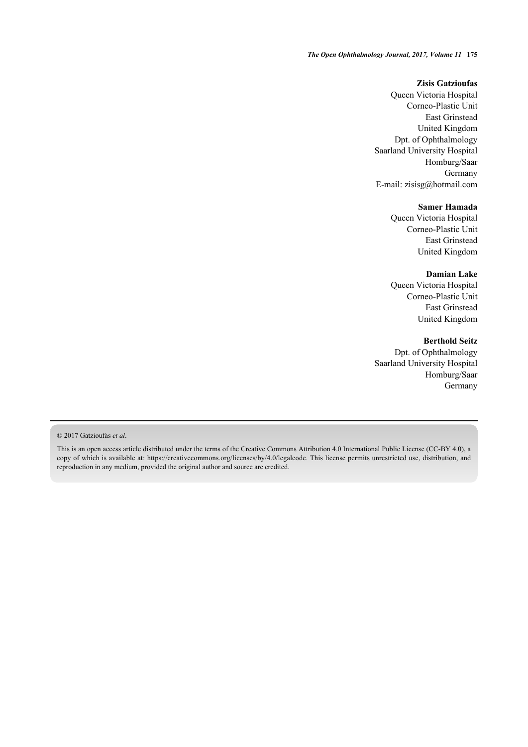**Zisis Gatzioufas**
Queen Victoria Hospital
Corneo-Plastic Unit
East Grinstead
United Kingdom
Dpt. of Ophthalmology
Saarland University Hospital
Homburg/Saar
Germany
E-mail: zisisg@hotmail.com

**Samer Hamada**
Queen Victoria Hospital
Corneo-Plastic Unit
East Grinstead
United Kingdom

**Damian Lake**
Queen Victoria Hospital
Corneo-Plastic Unit
East Grinstead
United Kingdom

**Berthold Seitz**
Dpt. of Ophthalmology
Saarland University Hospital
Homburg/Saar
Germany

---

© 2017 Gatzioufas *et al*.

This is an open access article distributed under the terms of the Creative Commons Attribution 4.0 International Public License (CC-BY 4.0), a copy of which is available at: https://creativecommons.org/licenses/by/4.0/legalcode. This license permits unrestricted use, distribution, and reproduction in any medium, provided the original author and source are credited.